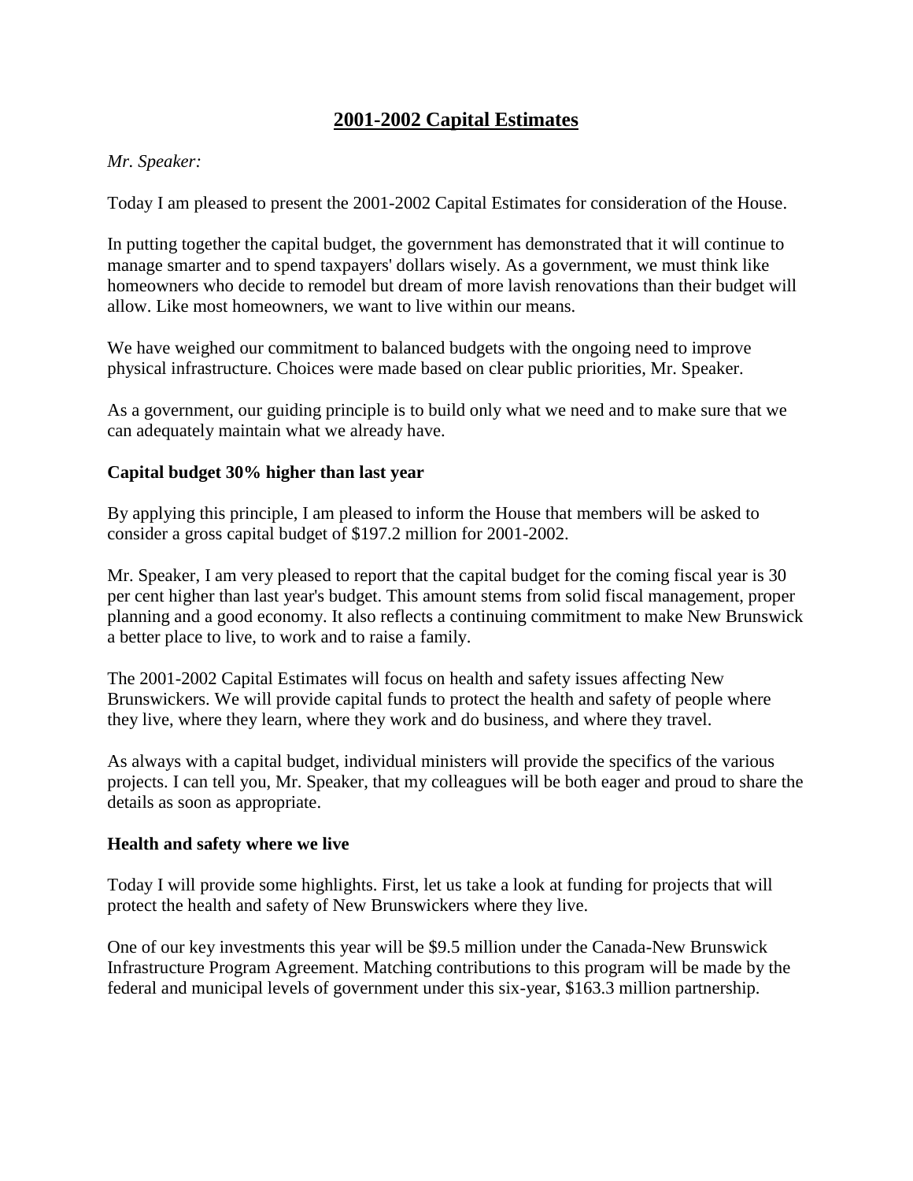# 2001-2002 Capital Estimates

*Mr. Speaker:*

Today I am pleased to present the 2001-2002 Capital Estimates for consideration of the House.

In putting together the capital budget, the government has demonstrated that it will continue to manage smarter and to spend taxpayers' dollars wisely. As a government, we must think like homeowners who decide to remodel but dream of more lavish renovations than their budget will allow. Like most homeowners, we want to live within our means.

We have weighed our commitment to balanced budgets with the ongoing need to improve physical infrastructure. Choices were made based on clear public priorities, Mr. Speaker.

As a government, our guiding principle is to build only what we need and to make sure that we can adequately maintain what we already have.

**Capital budget 30% higher than last year**

By applying this principle, I am pleased to inform the House that members will be asked to consider a gross capital budget of $197.2 million for 2001-2002.

Mr. Speaker, I am very pleased to report that the capital budget for the coming fiscal year is 30 per cent higher than last year's budget. This amount stems from solid fiscal management, proper planning and a good economy. It also reflects a continuing commitment to make New Brunswick a better place to live, to work and to raise a family.

The 2001-2002 Capital Estimates will focus on health and safety issues affecting New Brunswickers. We will provide capital funds to protect the health and safety of people where they live, where they learn, where they work and do business, and where they travel.

As always with a capital budget, individual ministers will provide the specifics of the various projects. I can tell you, Mr. Speaker, that my colleagues will be both eager and proud to share the details as soon as appropriate.

**Health and safety where we live**

Today I will provide some highlights. First, let us take a look at funding for projects that will protect the health and safety of New Brunswickers where they live.

One of our key investments this year will be $9.5 million under the Canada-New Brunswick Infrastructure Program Agreement. Matching contributions to this program will be made by the federal and municipal levels of government under this six-year, $163.3 million partnership.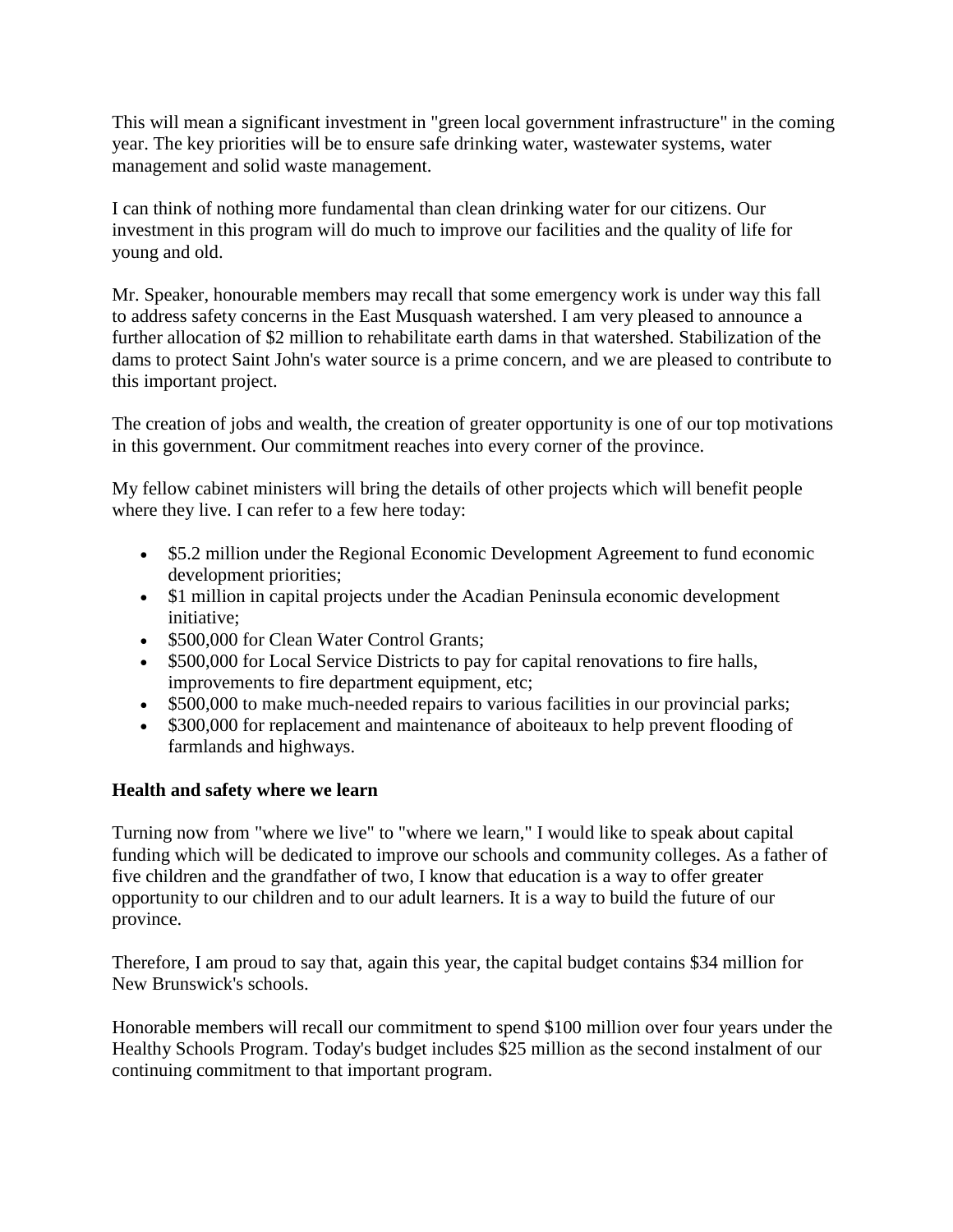This will mean a significant investment in "green local government infrastructure" in the coming year. The key priorities will be to ensure safe drinking water, wastewater systems, water management and solid waste management.

I can think of nothing more fundamental than clean drinking water for our citizens. Our investment in this program will do much to improve our facilities and the quality of life for young and old.

Mr. Speaker, honourable members may recall that some emergency work is under way this fall to address safety concerns in the East Musquash watershed. I am very pleased to announce a further allocation of $2 million to rehabilitate earth dams in that watershed. Stabilization of the dams to protect Saint John's water source is a prime concern, and we are pleased to contribute to this important project.

The creation of jobs and wealth, the creation of greater opportunity is one of our top motivations in this government. Our commitment reaches into every corner of the province.

My fellow cabinet ministers will bring the details of other projects which will benefit people where they live. I can refer to a few here today:

- $5.2 million under the Regional Economic Development Agreement to fund economic development priorities;
- $1 million in capital projects under the Acadian Peninsula economic development initiative;
- $500,000 for Clean Water Control Grants;
- $500,000 for Local Service Districts to pay for capital renovations to fire halls, improvements to fire department equipment, etc;
- $500,000 to make much-needed repairs to various facilities in our provincial parks;
- $300,000 for replacement and maintenance of aboiteaux to help prevent flooding of farmlands and highways.

**Health and safety where we learn**

Turning now from "where we live" to "where we learn," I would like to speak about capital funding which will be dedicated to improve our schools and community colleges. As a father of five children and the grandfather of two, I know that education is a way to offer greater opportunity to our children and to our adult learners. It is a way to build the future of our province.

Therefore, I am proud to say that, again this year, the capital budget contains $34 million for New Brunswick's schools.

Honorable members will recall our commitment to spend $100 million over four years under the Healthy Schools Program. Today's budget includes $25 million as the second instalment of our continuing commitment to that important program.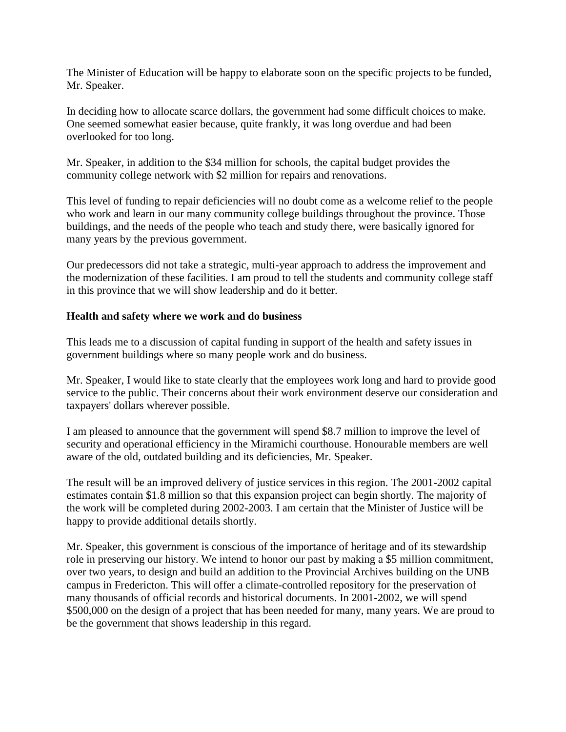The Minister of Education will be happy to elaborate soon on the specific projects to be funded, Mr. Speaker.

In deciding how to allocate scarce dollars, the government had some difficult choices to make. One seemed somewhat easier because, quite frankly, it was long overdue and had been overlooked for too long.

Mr. Speaker, in addition to the $34 million for schools, the capital budget provides the community college network with $2 million for repairs and renovations.

This level of funding to repair deficiencies will no doubt come as a welcome relief to the people who work and learn in our many community college buildings throughout the province. Those buildings, and the needs of the people who teach and study there, were basically ignored for many years by the previous government.

Our predecessors did not take a strategic, multi-year approach to address the improvement and the modernization of these facilities. I am proud to tell the students and community college staff in this province that we will show leadership and do it better.

**Health and safety where we work and do business**

This leads me to a discussion of capital funding in support of the health and safety issues in government buildings where so many people work and do business.

Mr. Speaker, I would like to state clearly that the employees work long and hard to provide good service to the public. Their concerns about their work environment deserve our consideration and taxpayers' dollars wherever possible.

I am pleased to announce that the government will spend $8.7 million to improve the level of security and operational efficiency in the Miramichi courthouse. Honourable members are well aware of the old, outdated building and its deficiencies, Mr. Speaker.

The result will be an improved delivery of justice services in this region. The 2001-2002 capital estimates contain $1.8 million so that this expansion project can begin shortly. The majority of the work will be completed during 2002-2003. I am certain that the Minister of Justice will be happy to provide additional details shortly.

Mr. Speaker, this government is conscious of the importance of heritage and of its stewardship role in preserving our history. We intend to honor our past by making a $5 million commitment, over two years, to design and build an addition to the Provincial Archives building on the UNB campus in Fredericton. This will offer a climate-controlled repository for the preservation of many thousands of official records and historical documents. In 2001-2002, we will spend $500,000 on the design of a project that has been needed for many, many years. We are proud to be the government that shows leadership in this regard.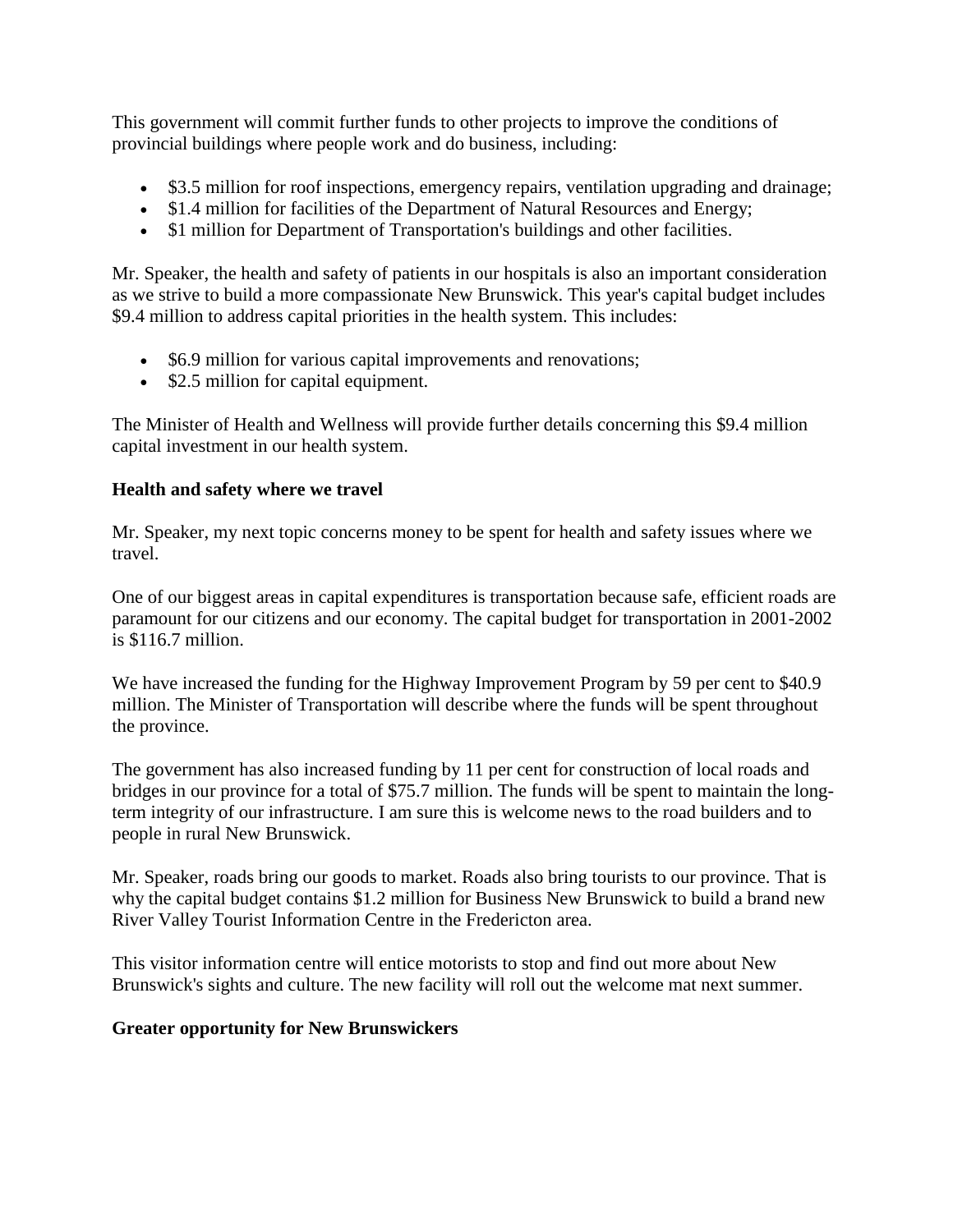This government will commit further funds to other projects to improve the conditions of provincial buildings where people work and do business, including:

- $3.5 million for roof inspections, emergency repairs, ventilation upgrading and drainage;
- $1.4 million for facilities of the Department of Natural Resources and Energy;
- $1 million for Department of Transportation's buildings and other facilities.

Mr. Speaker, the health and safety of patients in our hospitals is also an important consideration as we strive to build a more compassionate New Brunswick. This year's capital budget includes $9.4 million to address capital priorities in the health system. This includes:

- $6.9 million for various capital improvements and renovations;
- $2.5 million for capital equipment.

The Minister of Health and Wellness will provide further details concerning this $9.4 million capital investment in our health system.

**Health and safety where we travel**

Mr. Speaker, my next topic concerns money to be spent for health and safety issues where we travel.

One of our biggest areas in capital expenditures is transportation because safe, efficient roads are paramount for our citizens and our economy. The capital budget for transportation in 2001-2002 is $116.7 million.

We have increased the funding for the Highway Improvement Program by 59 per cent to $40.9 million. The Minister of Transportation will describe where the funds will be spent throughout the province.

The government has also increased funding by 11 per cent for construction of local roads and bridges in our province for a total of $75.7 million. The funds will be spent to maintain the long-term integrity of our infrastructure. I am sure this is welcome news to the road builders and to people in rural New Brunswick.

Mr. Speaker, roads bring our goods to market. Roads also bring tourists to our province. That is why the capital budget contains $1.2 million for Business New Brunswick to build a brand new River Valley Tourist Information Centre in the Fredericton area.

This visitor information centre will entice motorists to stop and find out more about New Brunswick's sights and culture. The new facility will roll out the welcome mat next summer.

**Greater opportunity for New Brunswickers**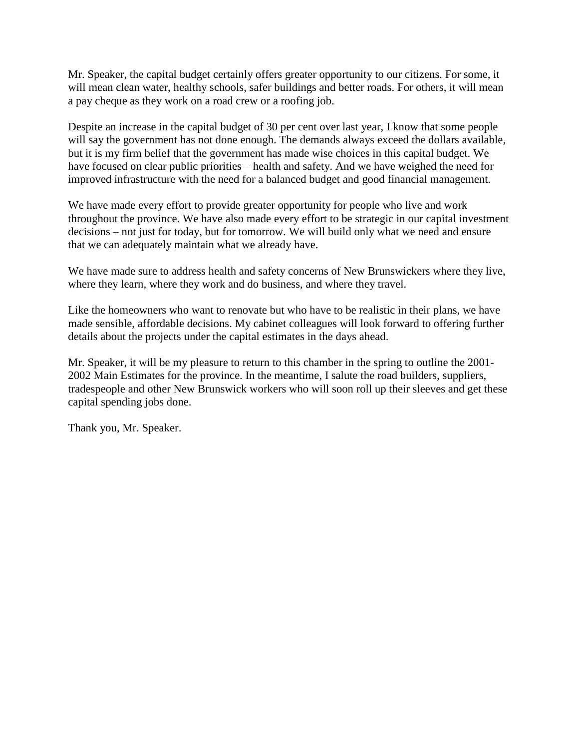Mr. Speaker, the capital budget certainly offers greater opportunity to our citizens. For some, it will mean clean water, healthy schools, safer buildings and better roads. For others, it will mean a pay cheque as they work on a road crew or a roofing job.

Despite an increase in the capital budget of 30 per cent over last year, I know that some people will say the government has not done enough. The demands always exceed the dollars available, but it is my firm belief that the government has made wise choices in this capital budget. We have focused on clear public priorities – health and safety. And we have weighed the need for improved infrastructure with the need for a balanced budget and good financial management.

We have made every effort to provide greater opportunity for people who live and work throughout the province. We have also made every effort to be strategic in our capital investment decisions – not just for today, but for tomorrow. We will build only what we need and ensure that we can adequately maintain what we already have.

We have made sure to address health and safety concerns of New Brunswickers where they live, where they learn, where they work and do business, and where they travel.

Like the homeowners who want to renovate but who have to be realistic in their plans, we have made sensible, affordable decisions. My cabinet colleagues will look forward to offering further details about the projects under the capital estimates in the days ahead.

Mr. Speaker, it will be my pleasure to return to this chamber in the spring to outline the 2001-2002 Main Estimates for the province. In the meantime, I salute the road builders, suppliers, tradespeople and other New Brunswick workers who will soon roll up their sleeves and get these capital spending jobs done.

Thank you, Mr. Speaker.